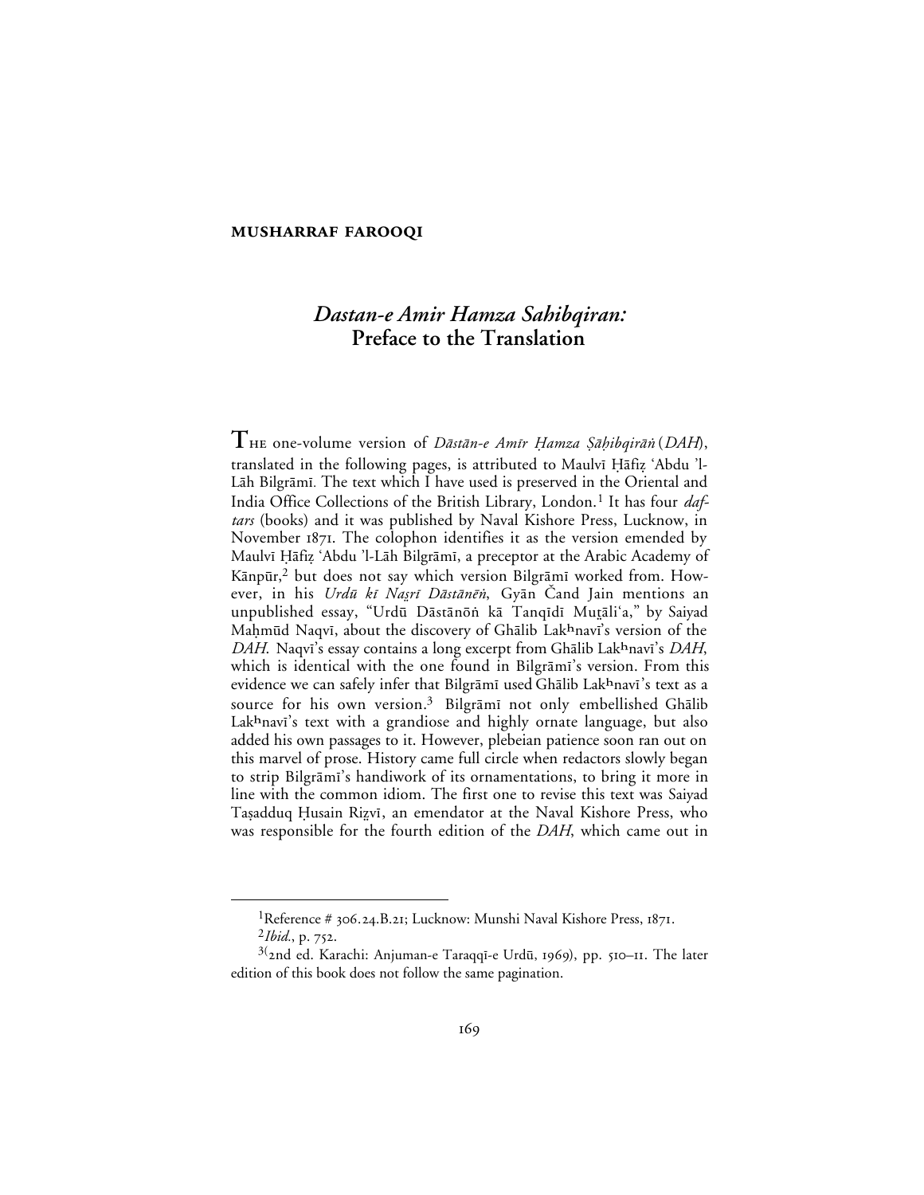**MUSHARRAF FAROOQI**

# *Dastan-e Amir Hamza Sahibqiran:* Preface to the Translation

THE one-volume version of *Dāstān-e Amīr Ḥamza Ṣāḥibqirāṅ* (*DAH*), translated in the following pages, is attributed to Maulvī Ḥāfiẓ ʿAbdu ʾl-Lāh Bilgrāmī. The text which I have used is preserved in the Oriental and India Office Collections of the British Library, London.[1] It has four *daftars* (books) and it was published by Naval Kishore Press, Lucknow, in November 1871. The colophon identifies it as the version emended by Maulvī Ḥāfiẓ ʿAbdu ʾl-Lāh Bilgrāmī, a preceptor at the Arabic Academy of Kānpūr,[2] but does not say which version Bilgrāmī worked from. However, in his *Urdū kī Naṣrī Dāstānēṅ*, Gyān Čand Jain mentions an unpublished essay, "Urdū Dāstānōṅ kā Tanqīdī Muṭāliʿa," by Saiyad Maḥmūd Naqvī, about the discovery of Ghālib Lakʰnavī's version of the *DAH*. Naqvī's essay contains a long excerpt from Ghālib Lakʰnavī's *DAH*, which is identical with the one found in Bilgrāmī's version. From this evidence we can safely infer that Bilgrāmī used Ghālib Lakʰnavī's text as a source for his own version.[3] Bilgrāmī not only embellished Ghālib Lakʰnavī's text with a grandiose and highly ornate language, but also added his own passages to it. However, plebeian patience soon ran out on this marvel of prose. History came full circle when redactors slowly began to strip Bilgrāmī's handiwork of its ornamentations, to bring it more in line with the common idiom. The first one to revise this text was Saiyad Taṣadduq Ḥusain Riẓvī, an emendator at the Naval Kishore Press, who was responsible for the fourth edition of the *DAH*, which came out in

---

[1] Reference # 306.24.B.21; Lucknow: Munshi Naval Kishore Press, 1871.

[2] *Ibid.*, p. 752.

[3] (2nd ed. Karachi: Anjuman-e Taraqqī-e Urdū, 1969), pp. 510–11. The later edition of this book does not follow the same pagination.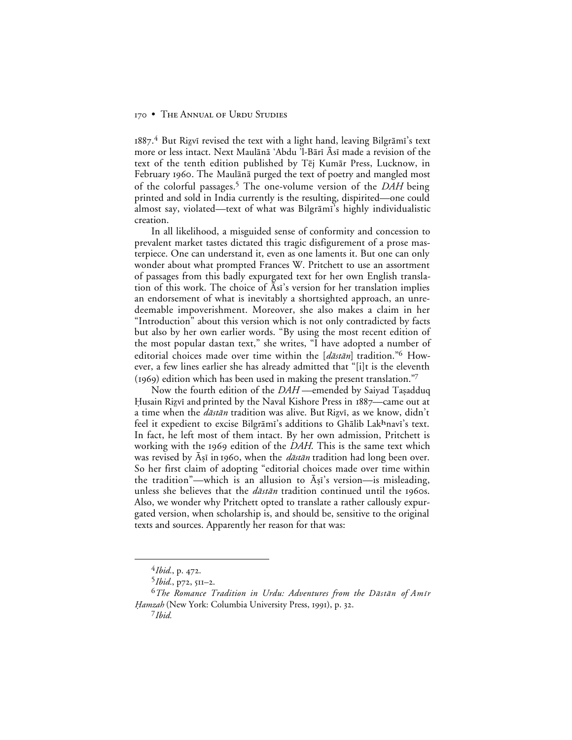1887.[4] But Riẓvī revised the text with a light hand, leaving Bilgrāmī's text more or less intact. Next Maulānā 'Abdu 'l-Bārī Āsī made a revision of the text of the tenth edition published by Tēj Kumār Press, Lucknow, in February 1960. The Maulānā purged the text of poetry and mangled most of the colorful passages.[5] The one-volume version of the *DAH* being printed and sold in India currently is the resulting, dispirited—one could almost say, violated—text of what was Bilgrāmī's highly individualistic creation.

In all likelihood, a misguided sense of conformity and concession to prevalent market tastes dictated this tragic disfigurement of a prose masterpiece. One can understand it, even as one laments it. But one can only wonder about what prompted Frances W. Pritchett to use an assortment of passages from this badly expurgated text for her own English translation of this work. The choice of Āsī's version for her translation implies an endorsement of what is inevitably a shortsighted approach, an unredeemable impoverishment. Moreover, she also makes a claim in her "Introduction" about this version which is not only contradicted by facts but also by her own earlier words. "By using the most recent edition of the most popular dastan text," she writes, "I have adopted a number of editorial choices made over time within the [*dāstān*] tradition."[6] However, a few lines earlier she has already admitted that "[i]t is the eleventh (1969) edition which has been used in making the present translation."[7]

Now the fourth edition of the *DAH* —emended by Saiyad Taṣadduq Ḥusain Riẓvī and printed by the Naval Kishore Press in 1887—came out at a time when the *dāstān* tradition was alive. But Riẓvī, as we know, didn't feel it expedient to excise Bilgrāmī's additions to Ghālib Lakʰnavī's text. In fact, he left most of them intact. By her own admission, Pritchett is working with the 1969 edition of the *DAH*. This is the same text which was revised by Āṣī in 1960, when the *dāstān* tradition had long been over. So her first claim of adopting "editorial choices made over time within the tradition"—which is an allusion to Āṣī's version—is misleading, unless she believes that the *dāstān* tradition continued until the 1960s. Also, we wonder why Pritchett opted to translate a rather callously expurgated version, when scholarship is, and should be, sensitive to the original texts and sources. Apparently her reason for that was:

---

[4] *Ibid.*, p. 472.

[5] *Ibid.*, p72, 511–2.

[6] *The Romance Tradition in Urdu: Adventures from the Dāstān of Amīr Ḥamzah* (New York: Columbia University Press, 1991), p. 32.

[7] *Ibid.*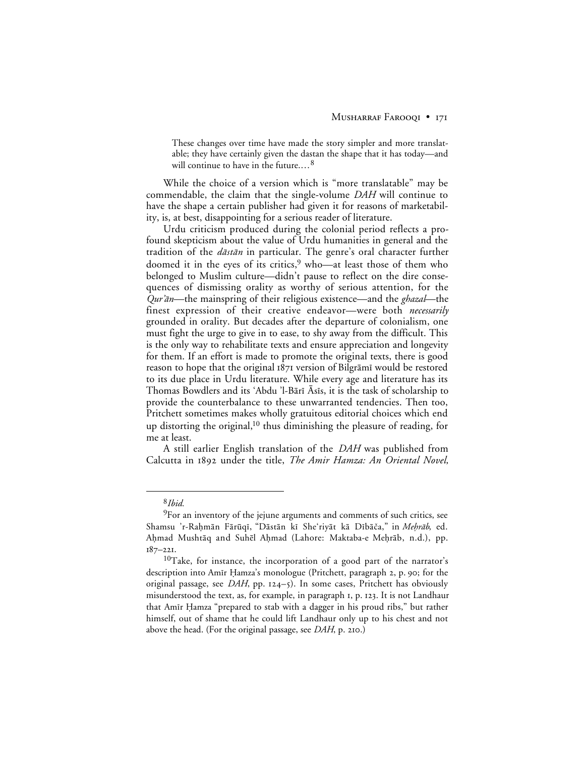> These changes over time have made the story simpler and more translatable; they have certainly given the dastan the shape that it has today—and will continue to have in the future.…[8]

While the choice of a version which is "more translatable" may be commendable, the claim that the single-volume *DAH* will continue to have the shape a certain publisher had given it for reasons of marketability, is, at best, disappointing for a serious reader of literature.

Urdu criticism produced during the colonial period reflects a profound skepticism about the value of Urdu humanities in general and the tradition of the *dāstān* in particular. The genre's oral character further doomed it in the eyes of its critics,[9] who—at least those of them who belonged to Muslim culture—didn't pause to reflect on the dire consequences of dismissing orality as worthy of serious attention, for the *Qur'ān*—the mainspring of their religious existence—and the *ghazal*—the finest expression of their creative endeavor—were both *necessarily* grounded in orality. But decades after the departure of colonialism, one must fight the urge to give in to ease, to shy away from the difficult. This is the only way to rehabilitate texts and ensure appreciation and longevity for them. If an effort is made to promote the original texts, there is good reason to hope that the original 1871 version of Bilgrāmī would be restored to its due place in Urdu literature. While every age and literature has its Thomas Bowdlers and its 'Abdu 'l-Bārī Āsīs, it is the task of scholarship to provide the counterbalance to these unwarranted tendencies. Then too, Pritchett sometimes makes wholly gratuitous editorial choices which end up distorting the original,[10] thus diminishing the pleasure of reading, for me at least.

A still earlier English translation of the *DAH* was published from Calcutta in 1892 under the title, *The Amir Hamza: An Oriental Novel,*

---

[8] *Ibid.*

[9] For an inventory of the jejune arguments and comments of such critics, see Shamsu 'r-Raḥmān Fārūqī, "Dāstān kī She'riyāt kā Dībāča," in *Meḥrāb*, ed. Aḥmad Mushtāq and Suhēl Aḥmad (Lahore: Maktaba-e Meḥrāb, n.d.), pp. 187–221.

[10] Take, for instance, the incorporation of a good part of the narrator's description into Amīr Ḥamza's monologue (Pritchett, paragraph 2, p. 90; for the original passage, see *DAH*, pp. 124–5). In some cases, Pritchett has obviously misunderstood the text, as, for example, in paragraph 1, p. 123. It is not Landhaur that Amīr Ḥamza "prepared to stab with a dagger in his proud ribs," but rather himself, out of shame that he could lift Landhaur only up to his chest and not above the head. (For the original passage, see *DAH*, p. 210.)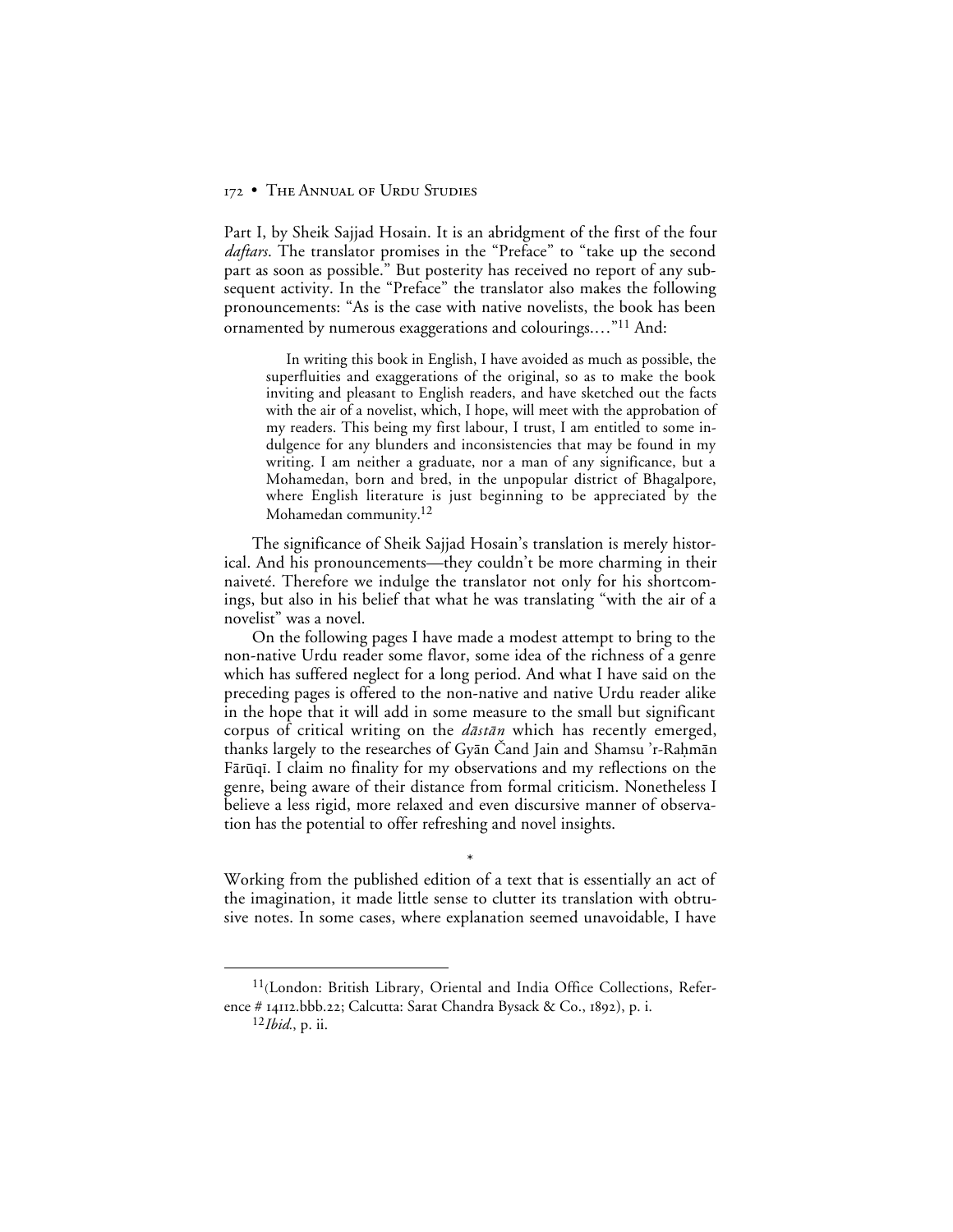Part I, by Sheik Sajjad Hosain. It is an abridgment of the first of the four *daftars*. The translator promises in the "Preface" to "take up the second part as soon as possible." But posterity has received no report of any subsequent activity. In the "Preface" the translator also makes the following pronouncements: "As is the case with native novelists, the book has been ornamented by numerous exaggerations and colourings.…"[11] And:

> In writing this book in English, I have avoided as much as possible, the superfluities and exaggerations of the original, so as to make the book inviting and pleasant to English readers, and have sketched out the facts with the air of a novelist, which, I hope, will meet with the approbation of my readers. This being my first labour, I trust, I am entitled to some indulgence for any blunders and inconsistencies that may be found in my writing. I am neither a graduate, nor a man of any significance, but a Mohamedan, born and bred, in the unpopular district of Bhagalpore, where English literature is just beginning to be appreciated by the Mohamedan community.[12]

The significance of Sheik Sajjad Hosain's translation is merely historical. And his pronouncements—they couldn't be more charming in their naiveté. Therefore we indulge the translator not only for his shortcomings, but also in his belief that what he was translating "with the air of a novelist" was a novel.

On the following pages I have made a modest attempt to bring to the non-native Urdu reader some flavor, some idea of the richness of a genre which has suffered neglect for a long period. And what I have said on the preceding pages is offered to the non-native and native Urdu reader alike in the hope that it will add in some measure to the small but significant corpus of critical writing on the *dāstān* which has recently emerged, thanks largely to the researches of Gyān Čand Jain and Shamsu 'r-Raḥmān Fārūqī. I claim no finality for my observations and my reflections on the genre, being aware of their distance from formal criticism. Nonetheless I believe a less rigid, more relaxed and even discursive manner of observation has the potential to offer refreshing and novel insights.

*

Working from the published edition of a text that is essentially an act of the imagination, it made little sense to clutter its translation with obtrusive notes. In some cases, where explanation seemed unavoidable, I have

---

[11](London: British Library, Oriental and India Office Collections, Reference # 14112.bbb.22; Calcutta: Sarat Chandra Bysack & Co., 1892), p. i.

[12]*Ibid.*, p. ii.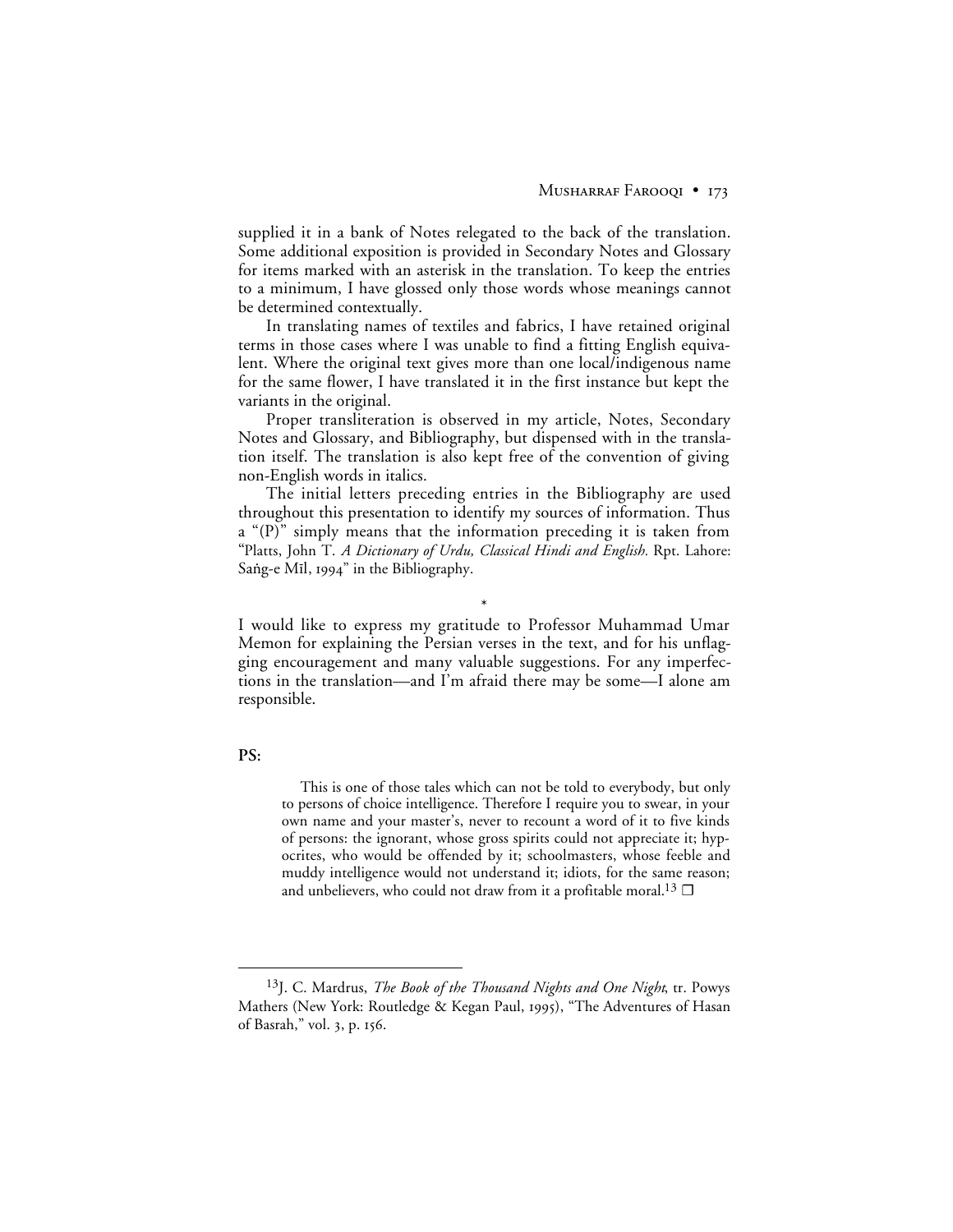supplied it in a bank of Notes relegated to the back of the translation. Some additional exposition is provided in Secondary Notes and Glossary for items marked with an asterisk in the translation. To keep the entries to a minimum, I have glossed only those words whose meanings cannot be determined contextually.

In translating names of textiles and fabrics, I have retained original terms in those cases where I was unable to find a fitting English equivalent. Where the original text gives more than one local/indigenous name for the same flower, I have translated it in the first instance but kept the variants in the original.

Proper transliteration is observed in my article, Notes, Secondary Notes and Glossary, and Bibliography, but dispensed with in the translation itself. The translation is also kept free of the convention of giving non-English words in italics.

The initial letters preceding entries in the Bibliography are used throughout this presentation to identify my sources of information. Thus a "(P)" simply means that the information preceding it is taken from "Platts, John T. *A Dictionary of Urdu, Classical Hindi and English.* Rpt. Lahore: Saṅg-e Mīl, 1994" in the Bibliography.

*

I would like to express my gratitude to Professor Muhammad Umar Memon for explaining the Persian verses in the text, and for his unflagging encouragement and many valuable suggestions. For any imperfections in the translation—and I'm afraid there may be some—I alone am responsible.

**PS:**

> This is one of those tales which can not be told to everybody, but only to persons of choice intelligence. Therefore I require you to swear, in your own name and your master's, never to recount a word of it to five kinds of persons: the ignorant, whose gross spirits could not appreciate it; hypocrites, who would be offended by it; schoolmasters, whose feeble and muddy intelligence would not understand it; idiots, for the same reason; and unbelievers, who could not draw from it a profitable moral.[13] ❐

[13] J. C. Mardrus, *The Book of the Thousand Nights and One Night*, tr. Powys Mathers (New York: Routledge & Kegan Paul, 1995), "The Adventures of Hasan of Basrah," vol. 3, p. 156.